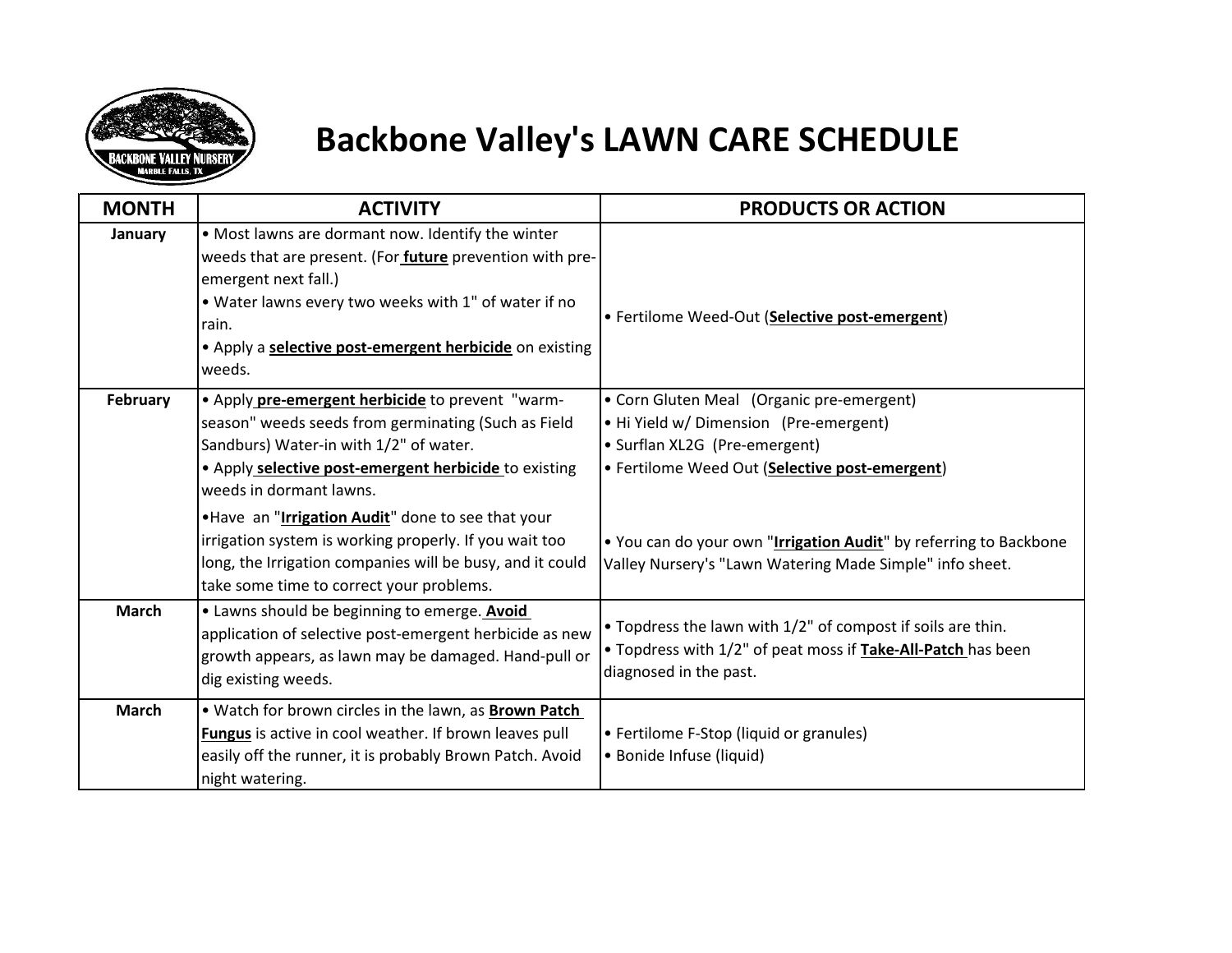# Backbone Valley's LAWN CARE SCHEDULE

| MONTH | ACTIVITY | PRODUCTS OR ACTION |
|---|---|---|
| **January** | • Most lawns are dormant now. Identify the winter weeds that are present. (For **future** prevention with pre-emergent next fall.)<br>• Water lawns every two weeks with 1" of water if no rain.<br>• Apply a **selective post-emergent herbicide** on existing weeds. | • Fertilome Weed-Out (**Selective post-emergent**) |
| **February** | • Apply **pre-emergent herbicide** to prevent "warm-season" weeds seeds from germinating (Such as Field Sandburs) Water-in with 1/2" of water.<br>• Apply **selective post-emergent herbicide** to existing weeds in dormant lawns.<br>•Have an "**Irrigation Audit**" done to see that your irrigation system is working properly. If you wait too long, the Irrigation companies will be busy, and it could take some time to correct your problems. | • Corn Gluten Meal (Organic pre-emergent)<br>• Hi Yield w/ Dimension (Pre-emergent)<br>• Surflan XL2G (Pre-emergent)<br>• Fertilome Weed Out (**Selective post-emergent**)<br>• You can do your own "**Irrigation Audit**" by referring to Backbone Valley Nursery's "Lawn Watering Made Simple" info sheet. |
| **March** | • Lawns should be beginning to emerge. **Avoid** application of selective post-emergent herbicide as new growth appears, as lawn may be damaged. Hand-pull or dig existing weeds. | • Topdress the lawn with 1/2" of compost if soils are thin.<br>• Topdress with 1/2" of peat moss if **Take-All-Patch** has been diagnosed in the past. |
| **March** | • Watch for brown circles in the lawn, as **Brown Patch Fungus** is active in cool weather. If brown leaves pull easily off the runner, it is probably Brown Patch. Avoid night watering. | • Fertilome F-Stop (liquid or granules)<br>• Bonide Infuse (liquid) |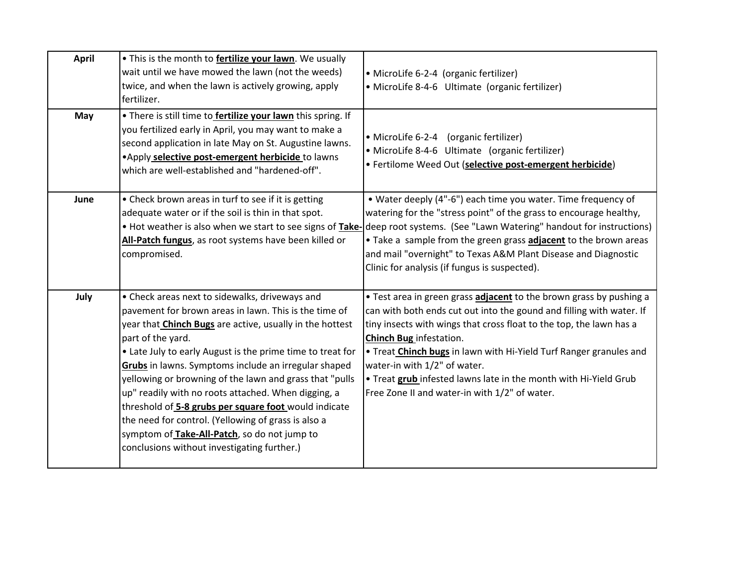| | | |
|---|---|---|
| **April** | • This is the month to **fertilize your lawn**. We usually wait until we have mowed the lawn (not the weeds) twice, and when the lawn is actively growing, apply fertilizer. | • MicroLife 6-2-4 (organic fertilizer)<br>• MicroLife 8-4-6 Ultimate (organic fertilizer) |
| **May** | • There is still time to **fertilize your lawn** this spring. If you fertilized early in April, you may want to make a second application in late May on St. Augustine lawns.<br>•Apply **selective post-emergent herbicide** to lawns which are well-established and "hardened-off". | • MicroLife 6-2-4 (organic fertilizer)<br>• MicroLife 8-4-6 Ultimate (organic fertilizer)<br>• Fertilome Weed Out (**selective post-emergent herbicide**) |
| **June** | • Check brown areas in turf to see if it is getting adequate water or if the soil is thin in that spot.<br>• Hot weather is also when we start to see signs of **Take-All-Patch fungus**, as root systems have been killed or compromised. | • Water deeply (4"-6") each time you water. Time frequency of watering for the "stress point" of the grass to encourage healthy, deep root systems. (See "Lawn Watering" handout for instructions)<br>• Take a sample from the green grass **adjacent** to the brown areas and mail "overnight" to Texas A&M Plant Disease and Diagnostic Clinic for analysis (if fungus is suspected). |
| **July** | • Check areas next to sidewalks, driveways and pavement for brown areas in lawn. This is the time of year that **Chinch Bugs** are active, usually in the hottest part of the yard.<br>• Late July to early August is the prime time to treat for **Grubs** in lawns. Symptoms include an irregular shaped yellowing or browning of the lawn and grass that "pulls up" readily with no roots attached. When digging, a threshold of **5-8 grubs per square foot** would indicate the need for control. (Yellowing of grass is also a symptom of **Take-All-Patch**, so do not jump to conclusions without investigating further.) | • Test area in green grass **adjacent** to the brown grass by pushing a can with both ends cut out into the gound and filling with water. If tiny insects with wings that cross float to the top, the lawn has a **Chinch Bug** infestation.<br>• Treat **Chinch bugs** in lawn with Hi-Yield Turf Ranger granules and water-in with 1/2" of water.<br>• Treat **grub** infested lawns late in the month with Hi-Yield Grub Free Zone II and water-in with 1/2" of water. |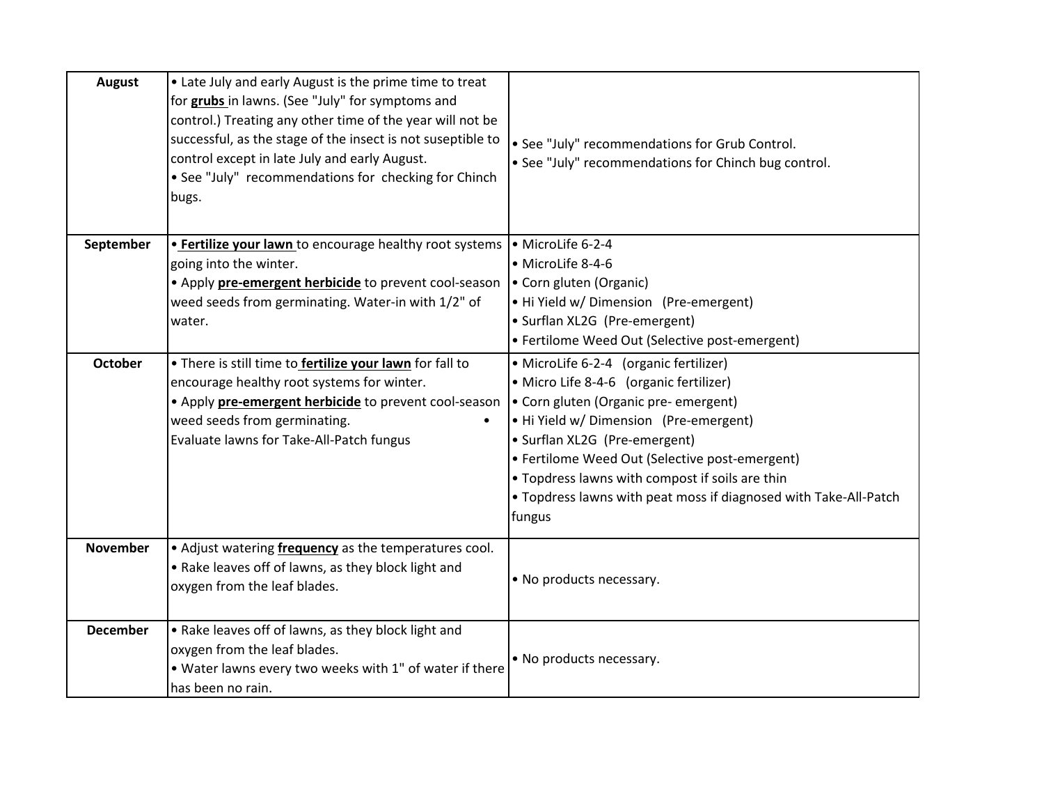| | | |
|---|---|---|
| **August** | • Late July and early August is the prime time to treat for **grubs** in lawns. (See "July" for symptoms and control.) Treating any other time of the year will not be successful, as the stage of the insect is not suseptible to control except in late July and early August.<br>• See "July" recommendations for checking for Chinch bugs. | • See "July" recommendations for Grub Control.<br>• See "July" recommendations for Chinch bug control. |
| **September** | • **Fertilize your lawn** to encourage healthy root systems going into the winter.<br>• Apply **pre-emergent herbicide** to prevent cool-season weed seeds from germinating. Water-in with 1/2" of water. | • MicroLife 6-2-4<br>• MicroLife 8-4-6<br>• Corn gluten (Organic)<br>• Hi Yield w/ Dimension (Pre-emergent)<br>• Surflan XL2G (Pre-emergent)<br>• Fertilome Weed Out (Selective post-emergent) |
| **October** | • There is still time to **fertilize your lawn** for fall to encourage healthy root systems for winter.<br>• Apply **pre-emergent herbicide** to prevent cool-season weed seeds from germinating.<br>• Evaluate lawns for Take-All-Patch fungus | • MicroLife 6-2-4 (organic fertilizer)<br>• Micro Life 8-4-6 (organic fertilizer)<br>• Corn gluten (Organic pre- emergent)<br>• Hi Yield w/ Dimension (Pre-emergent)<br>• Surflan XL2G (Pre-emergent)<br>• Fertilome Weed Out (Selective post-emergent)<br>• Topdress lawns with compost if soils are thin<br>• Topdress lawns with peat moss if diagnosed with Take-All-Patch fungus |
| **November** | • Adjust watering **frequency** as the temperatures cool.<br>• Rake leaves off of lawns, as they block light and oxygen from the leaf blades. | • No products necessary. |
| **December** | • Rake leaves off of lawns, as they block light and oxygen from the leaf blades.<br>• Water lawns every two weeks with 1" of water if there has been no rain. | • No products necessary. |